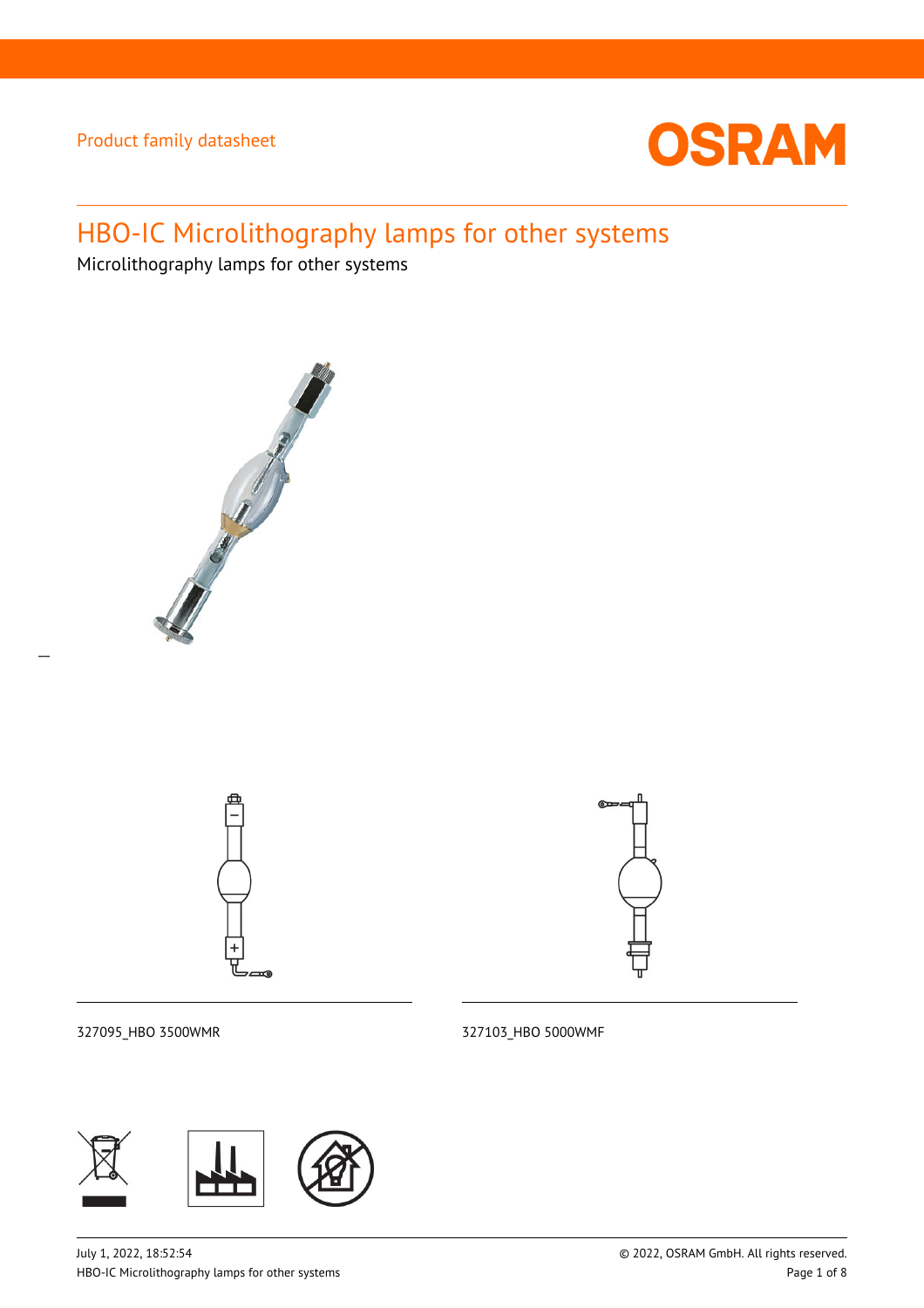Product family datasheet

# HBO-IC Microlithography lamps for other systems

Microlithography lamps for other systems

327095_HBO 3500WMR

327103_HBO 5000WMF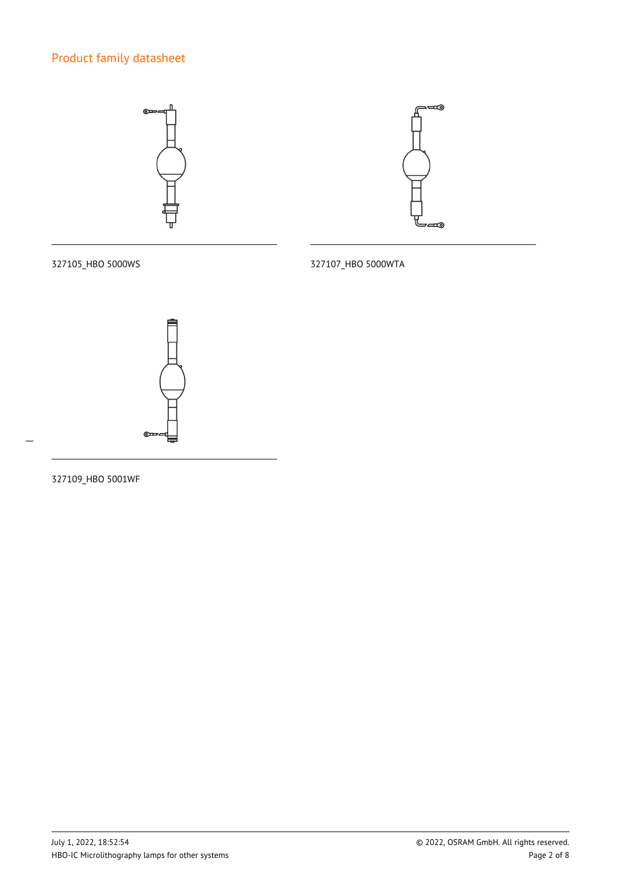## Product family datasheet

327105_HBO 5000WS

327107_HBO 5000WTA

327109_HBO 5001WF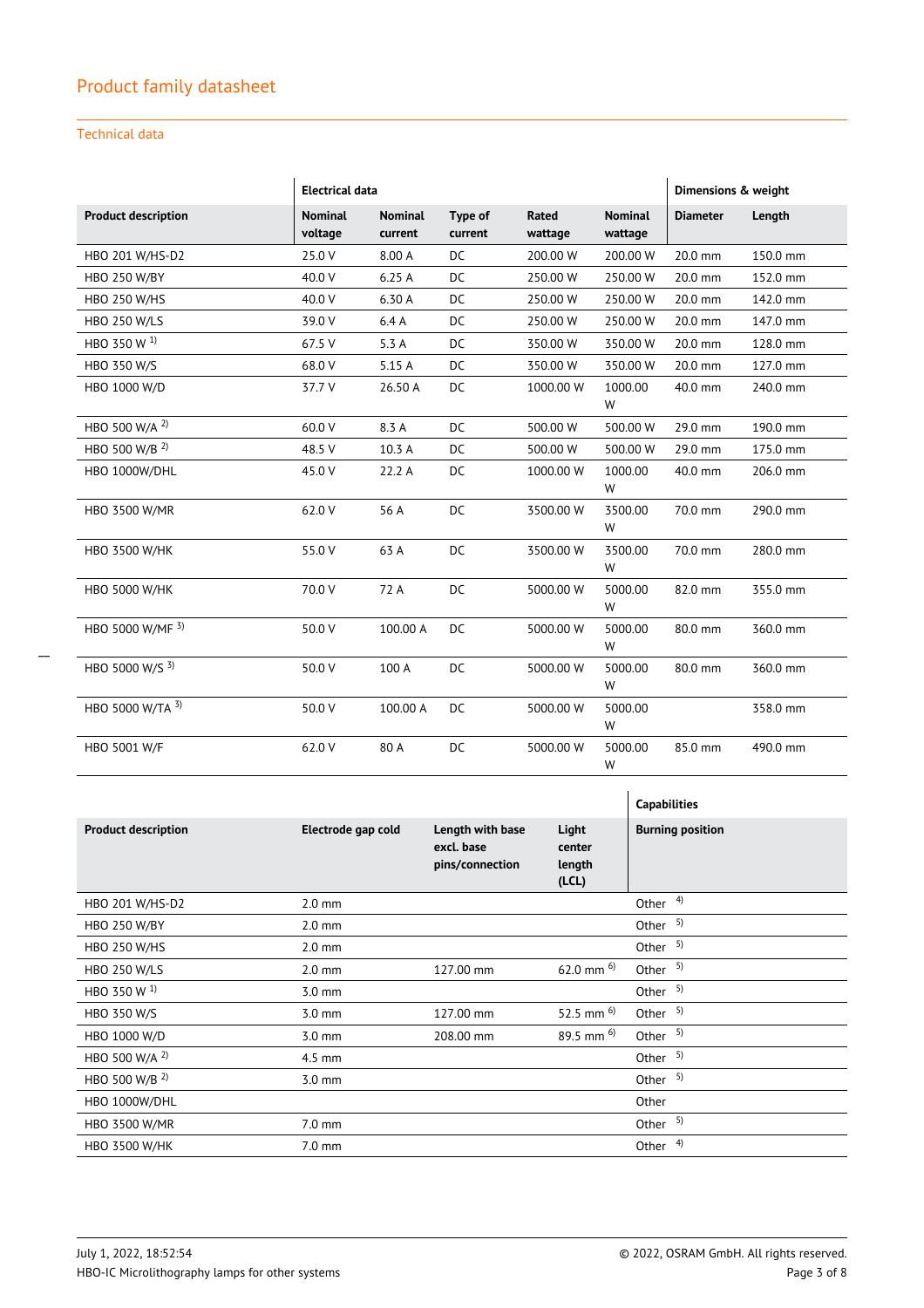## Product family datasheet

### Technical data

| | Electrical data | | | | | Dimensions & weight | |
|---|---|---|---|---|---|---|---|
| **Product description** | **Nominal voltage** | **Nominal current** | **Type of current** | **Rated wattage** | **Nominal wattage** | **Diameter** | **Length** |
| HBO 201 W/HS-D2 | 25.0 V | 8.00 A | DC | 200.00 W | 200.00 W | 20.0 mm | 150.0 mm |
| HBO 250 W/BY | 40.0 V | 6.25 A | DC | 250.00 W | 250.00 W | 20.0 mm | 152.0 mm |
| HBO 250 W/HS | 40.0 V | 6.30 A | DC | 250.00 W | 250.00 W | 20.0 mm | 142.0 mm |
| HBO 250 W/LS | 39.0 V | 6.4 A | DC | 250.00 W | 250.00 W | 20.0 mm | 147.0 mm |
| HBO 350 W [1] | 67.5 V | 5.3 A | DC | 350.00 W | 350.00 W | 20.0 mm | 128.0 mm |
| HBO 350 W/S | 68.0 V | 5.15 A | DC | 350.00 W | 350.00 W | 20.0 mm | 127.0 mm |
| HBO 1000 W/D | 37.7 V | 26.50 A | DC | 1000.00 W | 1000.00 W | 40.0 mm | 240.0 mm |
| HBO 500 W/A [2] | 60.0 V | 8.3 A | DC | 500.00 W | 500.00 W | 29.0 mm | 190.0 mm |
| HBO 500 W/B [2] | 48.5 V | 10.3 A | DC | 500.00 W | 500.00 W | 29.0 mm | 175.0 mm |
| HBO 1000W/DHL | 45.0 V | 22.2 A | DC | 1000.00 W | 1000.00 W | 40.0 mm | 206.0 mm |
| HBO 3500 W/MR | 62.0 V | 56 A | DC | 3500.00 W | 3500.00 W | 70.0 mm | 290.0 mm |
| HBO 3500 W/HK | 55.0 V | 63 A | DC | 3500.00 W | 3500.00 W | 70.0 mm | 280.0 mm |
| HBO 5000 W/HK | 70.0 V | 72 A | DC | 5000.00 W | 5000.00 W | 82.0 mm | 355.0 mm |
| HBO 5000 W/MF [3] | 50.0 V | 100.00 A | DC | 5000.00 W | 5000.00 W | 80.0 mm | 360.0 mm |
| HBO 5000 W/S [3] | 50.0 V | 100 A | DC | 5000.00 W | 5000.00 W | 80.0 mm | 360.0 mm |
| HBO 5000 W/TA [3] | 50.0 V | 100.00 A | DC | 5000.00 W | 5000.00 W | | 358.0 mm |
| HBO 5001 W/F | 62.0 V | 80 A | DC | 5000.00 W | 5000.00 W | 85.0 mm | 490.0 mm |

| | | | | Capabilities |
|---|---|---|---|---|
| **Product description** | **Electrode gap cold** | **Length with base excl. base pins/connection** | **Light center length (LCL)** | **Burning position** |
| HBO 201 W/HS-D2 | 2.0 mm | | | Other [4] |
| HBO 250 W/BY | 2.0 mm | | | Other [5] |
| HBO 250 W/HS | 2.0 mm | | | Other [5] |
| HBO 250 W/LS | 2.0 mm | 127.00 mm | 62.0 mm [6] | Other [5] |
| HBO 350 W [1] | 3.0 mm | | | Other [5] |
| HBO 350 W/S | 3.0 mm | 127.00 mm | 52.5 mm [6] | Other [5] |
| HBO 1000 W/D | 3.0 mm | 208.00 mm | 89.5 mm [6] | Other [5] |
| HBO 500 W/A [2] | 4.5 mm | | | Other [5] |
| HBO 500 W/B [2] | 3.0 mm | | | Other [5] |
| HBO 1000W/DHL | | | | Other |
| HBO 3500 W/MR | 7.0 mm | | | Other [5] |
| HBO 3500 W/HK | 7.0 mm | | | Other [4] |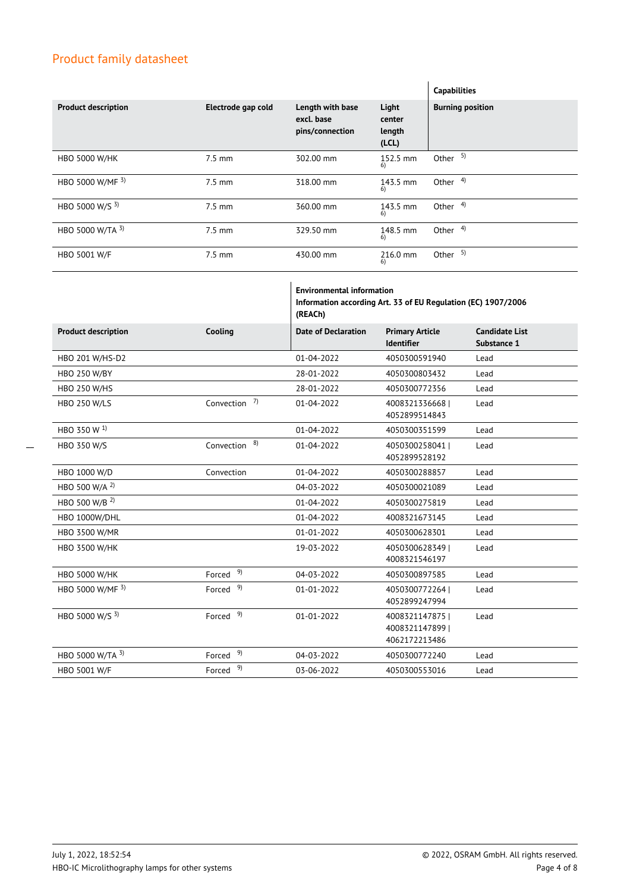## Product family datasheet

| Product description | Electrode gap cold | Length with base excl. base pins/connection | Light center length (LCL) | Capabilities |
|---|---|---|---|---|
| | | | | Burning position |
| HBO 5000 W/HK | 7.5 mm | 302.00 mm | 152.5 mm [6] | Other [5] |
| HBO 5000 W/MF [3] | 7.5 mm | 318.00 mm | 143.5 mm [6] | Other [4] |
| HBO 5000 W/S [3] | 7.5 mm | 360.00 mm | 143.5 mm [6] | Other [4] |
| HBO 5000 W/TA [3] | 7.5 mm | 329.50 mm | 148.5 mm [6] | Other [4] |
| HBO 5001 W/F | 7.5 mm | 430.00 mm | 216.0 mm [6] | Other [5] |

| Product description | Cooling | Environmental information Information according Art. 33 of EU Regulation (EC) 1907/2006 (REACh) | | |
|---|---|---|---|---|
| | | Date of Declaration | Primary Article Identifier | Candidate List Substance 1 |
| HBO 201 W/HS-D2 | | 01-04-2022 | 4050300591940 | Lead |
| HBO 250 W/BY | | 28-01-2022 | 4050300803432 | Lead |
| HBO 250 W/HS | | 28-01-2022 | 4050300772356 | Lead |
| HBO 250 W/LS | Convection [7] | 01-04-2022 | 4008321336668 \| 4052899514843 | Lead |
| HBO 350 W [1] | | 01-04-2022 | 4050300351599 | Lead |
| HBO 350 W/S | Convection [8] | 01-04-2022 | 4050300258041 \| 4052899528192 | Lead |
| HBO 1000 W/D | Convection | 01-04-2022 | 4050300288857 | Lead |
| HBO 500 W/A [2] | | 04-03-2022 | 4050300021089 | Lead |
| HBO 500 W/B [2] | | 01-04-2022 | 4050300275819 | Lead |
| HBO 1000W/DHL | | 01-04-2022 | 4008321673145 | Lead |
| HBO 3500 W/MR | | 01-01-2022 | 4050300628301 | Lead |
| HBO 3500 W/HK | | 19-03-2022 | 4050300628349 \| 4008321546197 | Lead |
| HBO 5000 W/HK | Forced [9] | 04-03-2022 | 4050300897585 | Lead |
| HBO 5000 W/MF [3] | Forced [9] | 01-01-2022 | 4050300772264 \| 4052899247994 | Lead |
| HBO 5000 W/S [3] | Forced [9] | 01-01-2022 | 4008321147875 \| 4008321147899 \| 4062172213486 | Lead |
| HBO 5000 W/TA [3] | Forced [9] | 04-03-2022 | 4050300772240 | Lead |
| HBO 5001 W/F | Forced [9] | 03-06-2022 | 4050300553016 | Lead |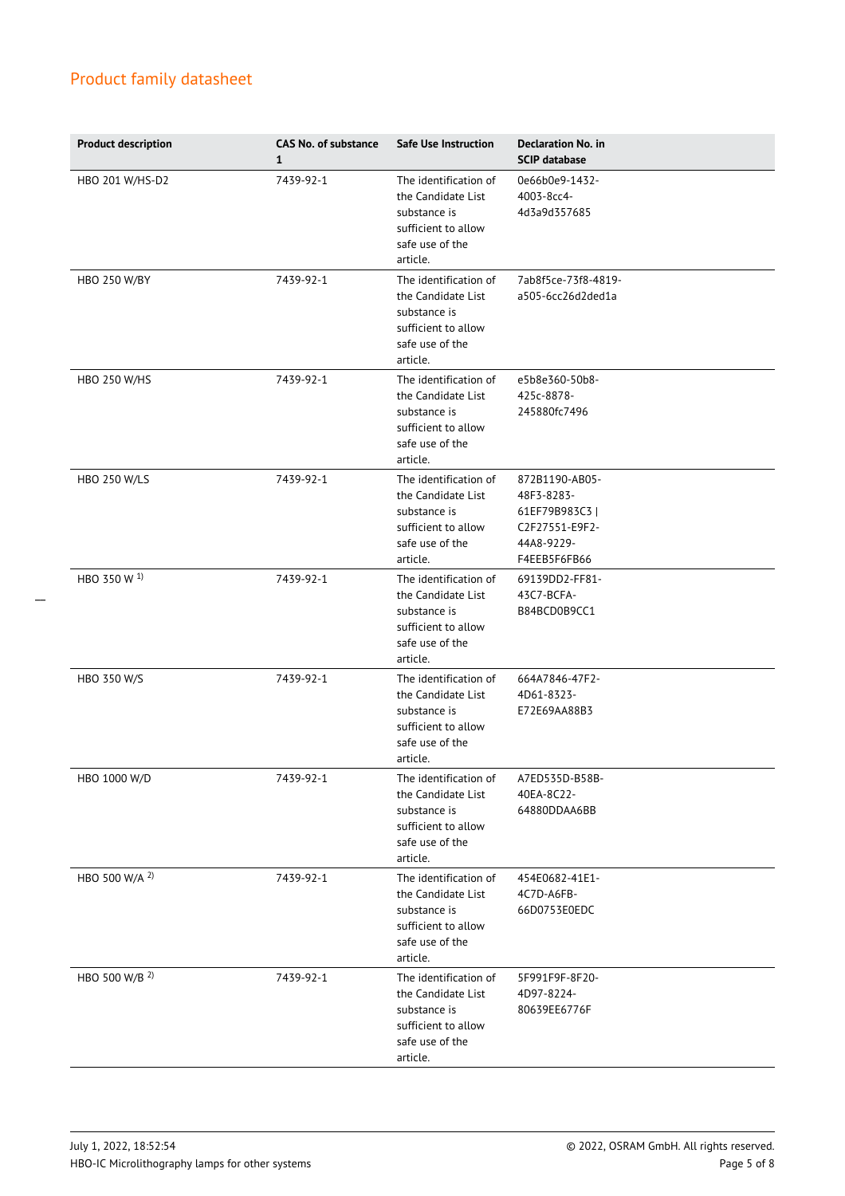## Product family datasheet

| Product description | CAS No. of substance 1 | Safe Use Instruction | Declaration No. in SCIP database |
|---|---|---|---|
| HBO 201 W/HS-D2 | 7439-92-1 | The identification of the Candidate List substance is sufficient to allow safe use of the article. | 0e66b0e9-1432-4003-8cc4-4d3a9d357685 |
| HBO 250 W/BY | 7439-92-1 | The identification of the Candidate List substance is sufficient to allow safe use of the article. | 7ab8f5ce-73f8-4819-a505-6cc26d2ded1a |
| HBO 250 W/HS | 7439-92-1 | The identification of the Candidate List substance is sufficient to allow safe use of the article. | e5b8e360-50b8-425c-8878-245880fc7496 |
| HBO 250 W/LS | 7439-92-1 | The identification of the Candidate List substance is sufficient to allow safe use of the article. | 872B1190-AB05-48F3-8283-61EF79B983C3 \| C2F27551-E9F2-44A8-9229-F4EEB5F6FB66 |
| HBO 350 W [1)] | 7439-92-1 | The identification of the Candidate List substance is sufficient to allow safe use of the article. | 69139DD2-FF81-43C7-BCFA-B84BCD0B9CC1 |
| HBO 350 W/S | 7439-92-1 | The identification of the Candidate List substance is sufficient to allow safe use of the article. | 664A7846-47F2-4D61-8323-E72E69AA88B3 |
| HBO 1000 W/D | 7439-92-1 | The identification of the Candidate List substance is sufficient to allow safe use of the article. | A7ED535D-B58B-40EA-8C22-64880DDAA6BB |
| HBO 500 W/A [2)] | 7439-92-1 | The identification of the Candidate List substance is sufficient to allow safe use of the article. | 454E0682-41E1-4C7D-A6FB-66D0753E0EDC |
| HBO 500 W/B [2)] | 7439-92-1 | The identification of the Candidate List substance is sufficient to allow safe use of the article. | 5F991F9F-8F20-4D97-8224-80639EE6776F |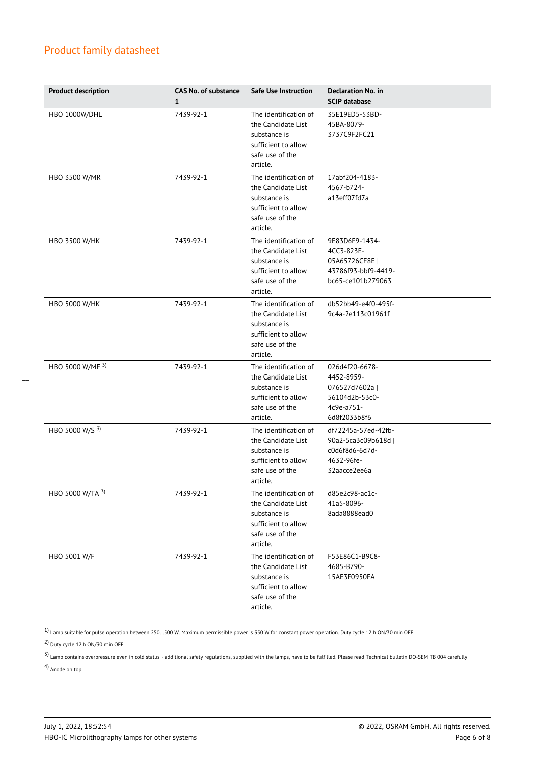## Product family datasheet

| Product description | CAS No. of substance 1 | Safe Use Instruction | Declaration No. in SCIP database |
|---|---|---|---|
| HBO 1000W/DHL | 7439-92-1 | The identification of the Candidate List substance is sufficient to allow safe use of the article. | 35E19ED5-53BD-45BA-8079-3737C9F2FC21 |
| HBO 3500 W/MR | 7439-92-1 | The identification of the Candidate List substance is sufficient to allow safe use of the article. | 17abf204-4183-4567-b724-a13eff07fd7a |
| HBO 3500 W/HK | 7439-92-1 | The identification of the Candidate List substance is sufficient to allow safe use of the article. | 9E83D6F9-1434-4CC3-823E-05A65726CF8E \| 43786f93-bbf9-4419-bc65-ce101b279063 |
| HBO 5000 W/HK | 7439-92-1 | The identification of the Candidate List substance is sufficient to allow safe use of the article. | db52bb49-e4f0-495f-9c4a-2e113c01961f |
| HBO 5000 W/MF [3] | 7439-92-1 | The identification of the Candidate List substance is sufficient to allow safe use of the article. | 026d4f20-6678-4452-8959-076527d7602a \| 56104d2b-53c0-4c9e-a751-6d8f2033b8f6 |
| HBO 5000 W/S [3] | 7439-92-1 | The identification of the Candidate List substance is sufficient to allow safe use of the article. | df72245a-57ed-42fb-90a2-5ca3c09b618d \| c0d6f8d6-6d7d-4632-96fe-32aacce2ee6a |
| HBO 5000 W/TA [3] | 7439-92-1 | The identification of the Candidate List substance is sufficient to allow safe use of the article. | d85e2c98-ac1c-41a5-8096-8ada8888ead0 |
| HBO 5001 W/F | 7439-92-1 | The identification of the Candidate List substance is sufficient to allow safe use of the article. | F53E86C1-B9C8-4685-B790-15AE3F0950FA |

[1] Lamp suitable for pulse operation between 250...500 W. Maximum permissible power is 350 W for constant power operation. Duty cycle 12 h ON/30 min OFF

[2] Duty cycle 12 h ON/30 min OFF

[3] Lamp contains overpressure even in cold status - additional safety regulations, supplied with the lamps, have to be fulfilled. Please read Technical bulletin DO-SEM TB 004 carefully

[4] Anode on top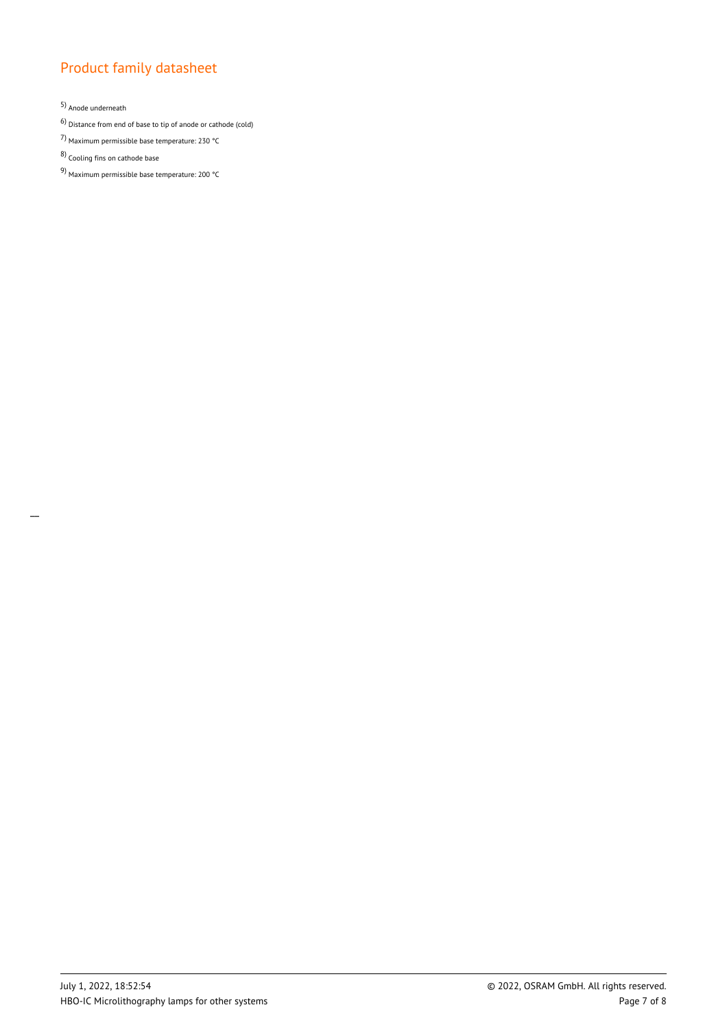5) Anode underneath

6) Distance from end of base to tip of anode or cathode (cold)

7) Maximum permissible base temperature: 230 °C

8) Cooling fins on cathode base

9) Maximum permissible base temperature: 200 °C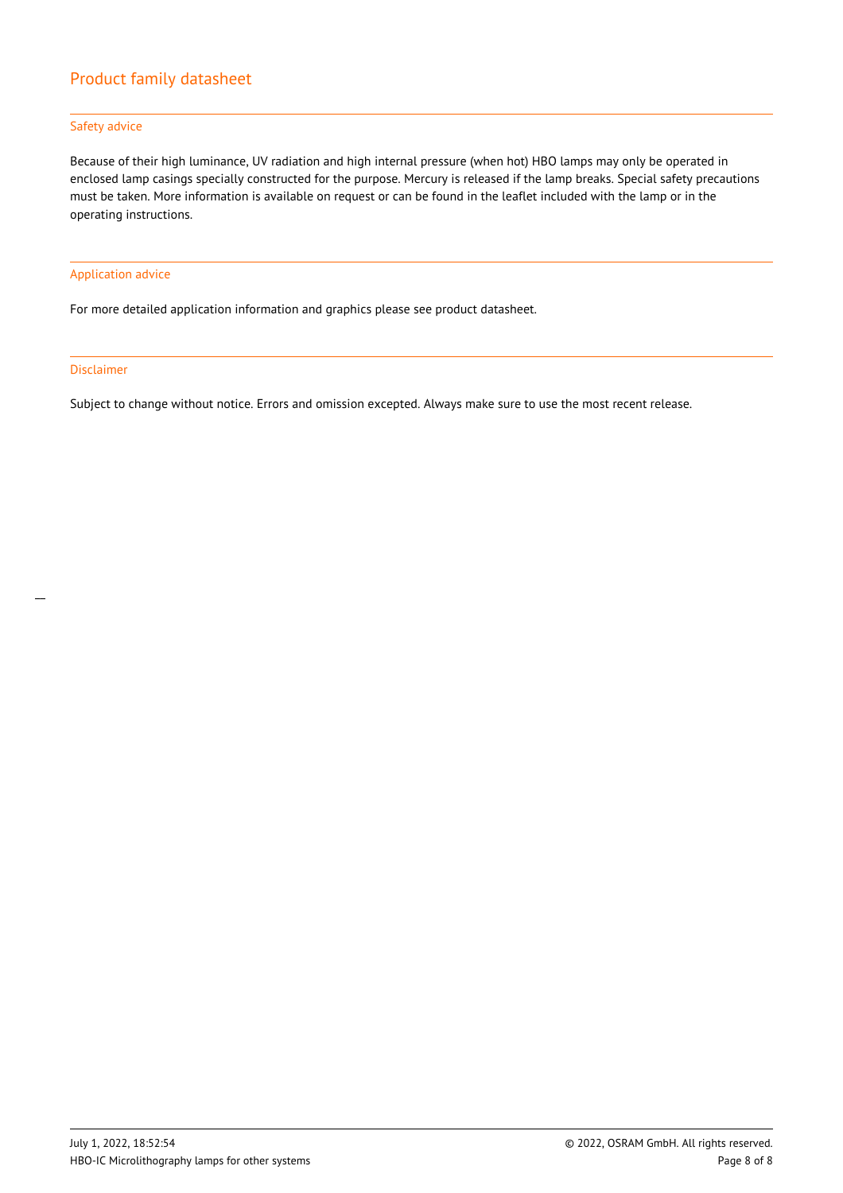## Safety advice

Because of their high luminance, UV radiation and high internal pressure (when hot) HBO lamps may only be operated in enclosed lamp casings specially constructed for the purpose. Mercury is released if the lamp breaks. Special safety precautions must be taken. More information is available on request or can be found in the leaflet included with the lamp or in the operating instructions.

## Application advice

For more detailed application information and graphics please see product datasheet.

## Disclaimer

Subject to change without notice. Errors and omission excepted. Always make sure to use the most recent release.